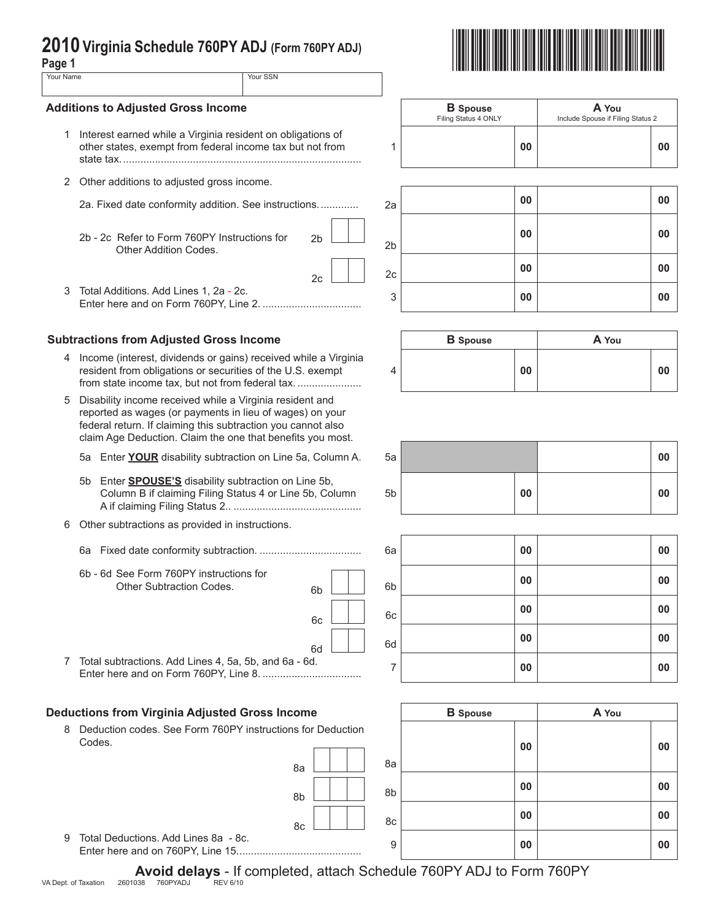# 2010 Virginia Schedule 760PY ADJ (Form 760PY ADJ)

Page 1

| Your Name | Your SSN |
|---|---|
| | |

## Additions to Adjusted Gross Income

| | Line | B Spouse (Filing Status 4 ONLY) | A You (Include Spouse if Filing Status 2) |
|---|---|---|---|
| 1 Interest earned while a Virginia resident on obligations of other states, exempt from federal income tax but not from state tax. | 1 | 00 | 00 |
| 2 Other additions to adjusted gross income. | | | |
| 2a. Fixed date conformity addition. See instructions. | 2a | 00 | 00 |
| 2b - 2c Refer to Form 760PY Instructions for Other Addition Codes. 2b | 2b | 00 | 00 |
| 2c | 2c | 00 | 00 |
| 3 Total Additions. Add Lines 1, 2a - 2c. Enter here and on Form 760PY, Line 2. | 3 | 00 | 00 |

## Subtractions from Adjusted Gross Income

| | Line | B Spouse | A You |
|---|---|---|---|
| 4 Income (interest, dividends or gains) received while a Virginia resident from obligations or securities of the U.S. exempt from state income tax, but not from federal tax. | 4 | 00 | 00 |
| 5 Disability income received while a Virginia resident and reported as wages (or payments in lieu of wages) on your federal return. If claiming this subtraction you cannot also claim Age Deduction. Claim the one that benefits you most. | | | |
| 5a Enter **YOUR** disability subtraction on Line 5a, Column A. | 5a | | 00 |
| 5b Enter **SPOUSE'S** disability subtraction on Line 5b, Column B if claiming Filing Status 4 or Line 5b, Column A if claiming Filing Status 2.. | 5b | 00 | 00 |
| 6 Other subtractions as provided in instructions. | | | |
| 6a Fixed date conformity subtraction. | 6a | 00 | 00 |
| 6b - 6d See Form 760PY instructions for Other Subtraction Codes. 6b | 6b | 00 | 00 |
| 6c | 6c | 00 | 00 |
| 6d | 6d | 00 | 00 |
| 7 Total subtractions. Add Lines 4, 5a, 5b, and 6a - 6d. Enter here and on Form 760PY, Line 8. | 7 | 00 | 00 |

## Deductions from Virginia Adjusted Gross Income

| | Line | B Spouse | A You |
|---|---|---|---|
| 8 Deduction codes. See Form 760PY instructions for Deduction Codes. 8a | 8a | 00 | 00 |
| 8b | 8b | 00 | 00 |
| 8c | 8c | 00 | 00 |
| 9 Total Deductions. Add Lines 8a - 8c. Enter here and on 760PY, Line 15. | 9 | 00 | 00 |

**Avoid delays** - If completed, attach Schedule 760PY ADJ to Form 760PY

VA Dept. of Taxation 2601038 760PYADJ REV 6/10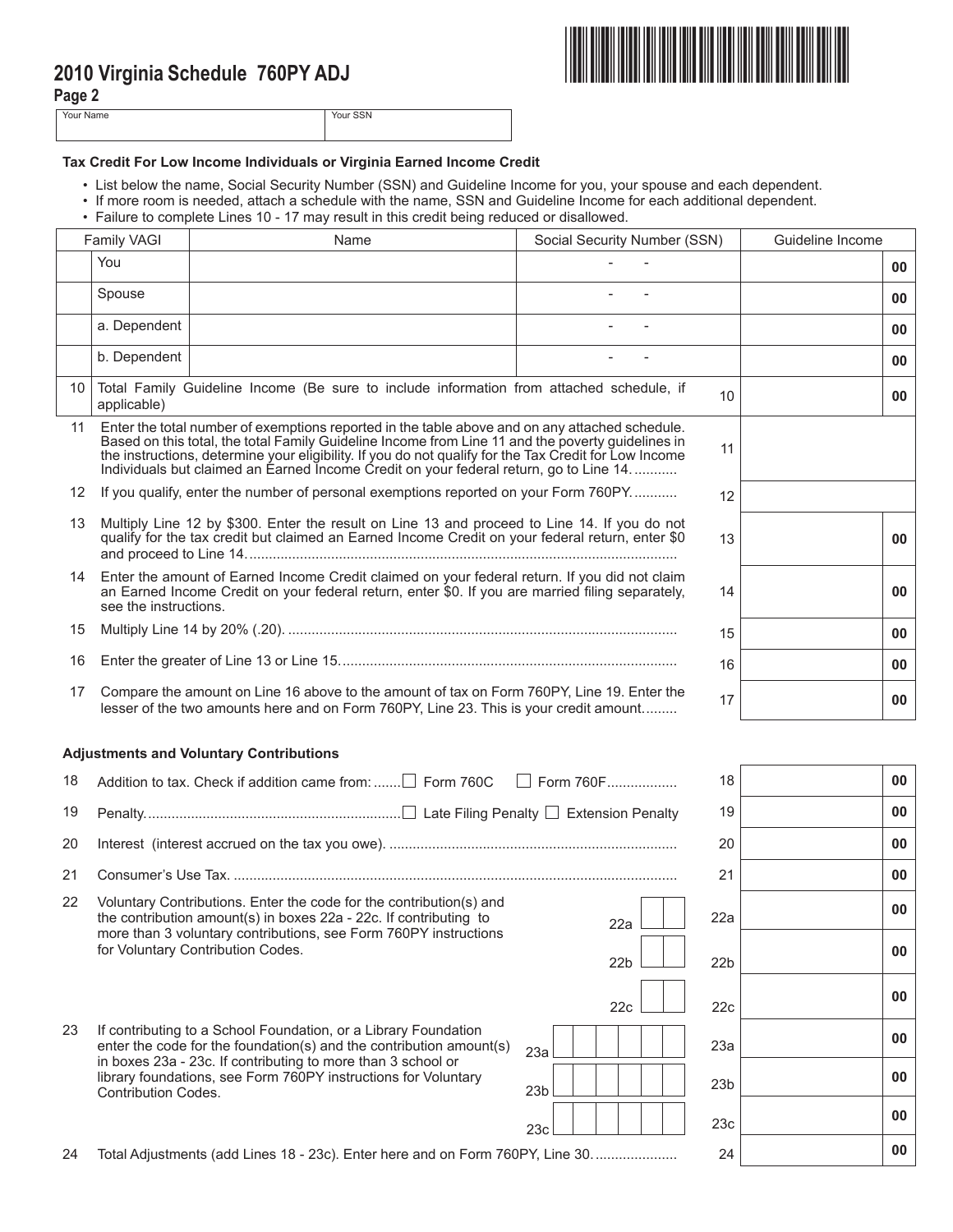# 2010 Virginia Schedule 760PY ADJ

**Page 2**

| Your Name | Your SSN |
|---|---|
| | |

### Tax Credit For Low Income Individuals or Virginia Earned Income Credit

- List below the name, Social Security Number (SSN) and Guideline Income for you, your spouse and each dependent.
- If more room is needed, attach a schedule with the name, SSN and Guideline Income for each additional dependent.
- Failure to complete Lines 10 - 17 may result in this credit being reduced or disallowed.

| Family VAGI | | Name | Social Security Number (SSN) | Guideline Income |
|---|---|---|---|---|
| | You | | - - | 00 |
| | Spouse | | - - | 00 |
| | a. Dependent | | - - | 00 |
| | b. Dependent | | - - | 00 |
| 10 | Total Family Guideline Income (Be sure to include information from attached schedule, if applicable) | | 10 | 00 |
| 11 | Enter the total number of exemptions reported in the table above and on any attached schedule. Based on this total, the total Family Guideline Income from Line 11 and the poverty guidelines in the instructions, determine your eligibility. If you do not qualify for the Tax Credit for Low Income Individuals but claimed an Earned Income Credit on your federal return, go to Line 14. | | 11 | |
| 12 | If you qualify, enter the number of personal exemptions reported on your Form 760PY. | | 12 | |
| 13 | Multiply Line 12 by $300. Enter the result on Line 13 and proceed to Line 14. If you do not qualify for the tax credit but claimed an Earned Income Credit on your federal return, enter $0 and proceed to Line 14. | | 13 | 00 |
| 14 | Enter the amount of Earned Income Credit claimed on your federal return. If you did not claim an Earned Income Credit on your federal return, enter $0. If you are married filing separately, see the instructions. | | 14 | 00 |
| 15 | Multiply Line 14 by 20% (.20). | | 15 | 00 |
| 16 | Enter the greater of Line 13 or Line 15. | | 16 | 00 |
| 17 | Compare the amount on Line 16 above to the amount of tax on Form 760PY, Line 19. Enter the lesser of the two amounts here and on Form 760PY, Line 23. This is your credit amount. | | 17 | 00 |

### Adjustments and Voluntary Contributions

| | | | | |
|---|---|---|---|---|
| 18 | Addition to tax. Check if addition came from: ☐ Form 760C ☐ Form 760F | | 18 | 00 |
| 19 | Penalty. ☐ Late Filing Penalty ☐ Extension Penalty | | 19 | 00 |
| 20 | Interest (interest accrued on the tax you owe). | | 20 | 00 |
| 21 | Consumer's Use Tax. | | 21 | 00 |
| 22 | Voluntary Contributions. Enter the code for the contribution(s) and the contribution amount(s) in boxes 22a - 22c. If contributing to more than 3 voluntary contributions, see Form 760PY instructions for Voluntary Contribution Codes. | 22a | 22a | 00 |
| | | 22b | 22b | 00 |
| | | 22c | 22c | 00 |
| 23 | If contributing to a School Foundation, or a Library Foundation enter the code for the foundation(s) and the contribution amount(s) in boxes 23a - 23c. If contributing to more than 3 school or library foundations, see Form 760PY instructions for Voluntary Contribution Codes. | 23a | 23a | 00 |
| | | 23b | 23b | 00 |
| | | 23c | 23c | 00 |
| 24 | Total Adjustments (add Lines 18 - 23c). Enter here and on Form 760PY, Line 30. | | 24 | 00 |